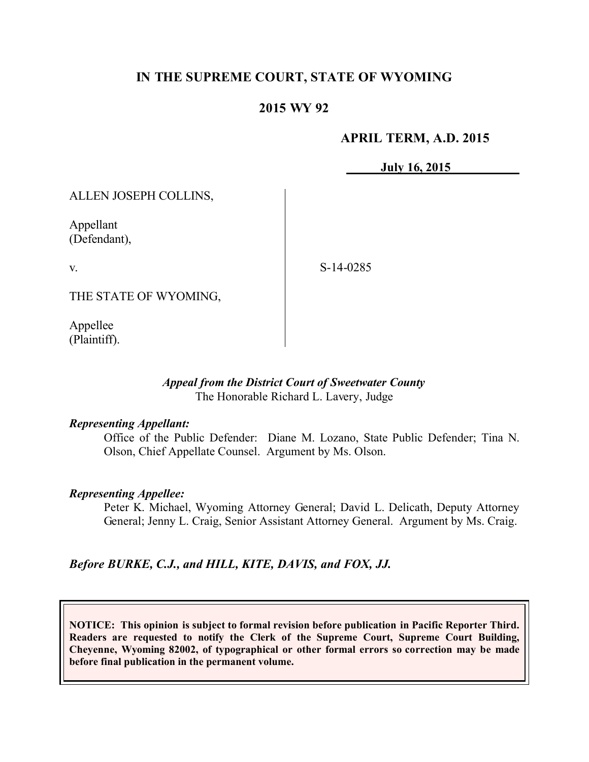# IN THE SUPREME COURT, STATE OF WYOMING

## 2015 WY 92

**APRIL TERM, A.D. 2015**

**July 16, 2015**

ALLEN JOSEPH COLLINS,

Appellant
(Defendant),

v.

THE STATE OF WYOMING,

Appellee
(Plaintiff).

S-14-0285

***Appeal from the District Court of Sweetwater County***
The Honorable Richard L. Lavery, Judge

***Representing Appellant:***

Office of the Public Defender: Diane M. Lozano, State Public Defender; Tina N. Olson, Chief Appellate Counsel. Argument by Ms. Olson.

***Representing Appellee:***

Peter K. Michael, Wyoming Attorney General; David L. Delicath, Deputy Attorney General; Jenny L. Craig, Senior Assistant Attorney General. Argument by Ms. Craig.

***Before BURKE, C.J., and HILL, KITE, DAVIS, and FOX, JJ.***

**NOTICE: This opinion is subject to formal revision before publication in Pacific Reporter Third. Readers are requested to notify the Clerk of the Supreme Court, Supreme Court Building, Cheyenne, Wyoming 82002, of typographical or other formal errors so correction may be made before final publication in the permanent volume.**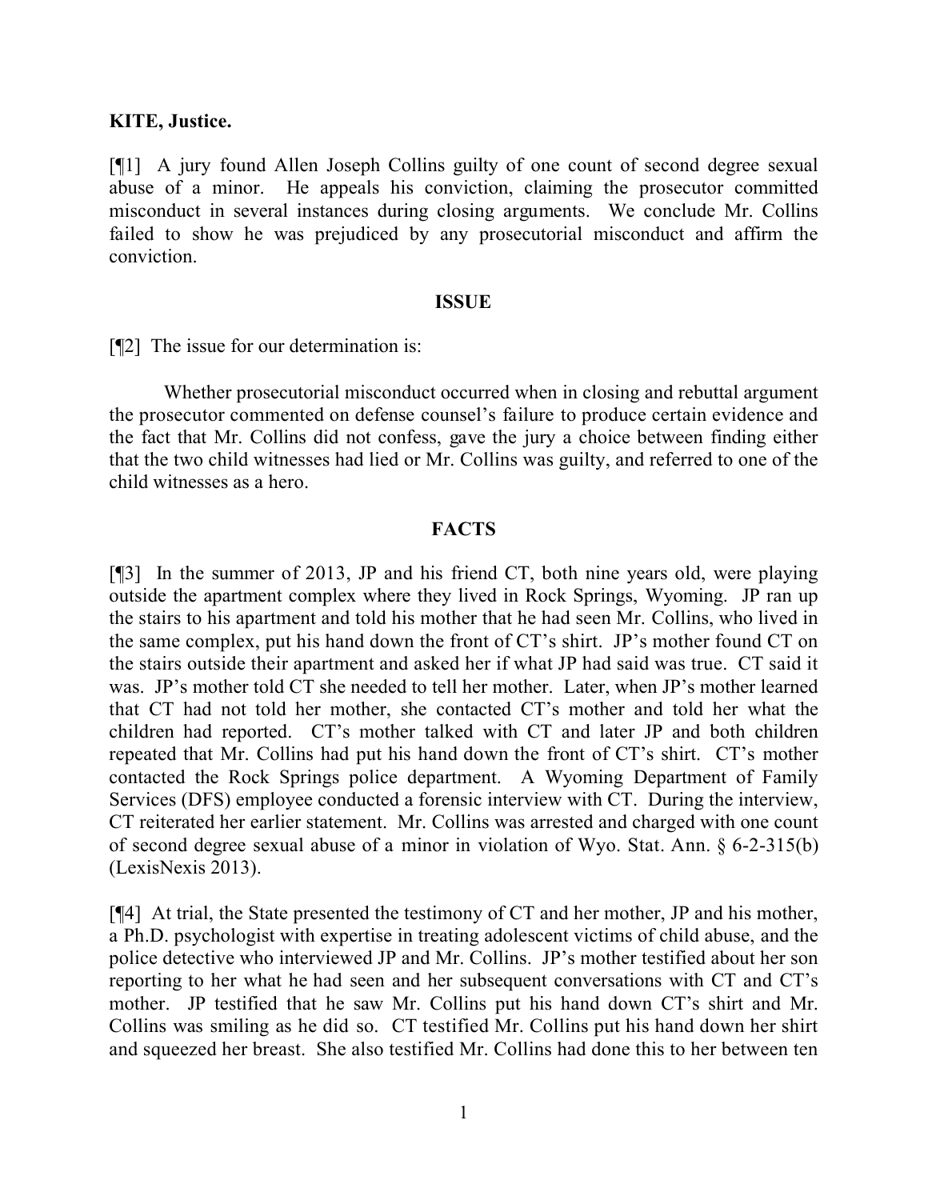**KITE, Justice.**

[¶1] A jury found Allen Joseph Collins guilty of one count of second degree sexual abuse of a minor. He appeals his conviction, claiming the prosecutor committed misconduct in several instances during closing arguments. We conclude Mr. Collins failed to show he was prejudiced by any prosecutorial misconduct and affirm the conviction.

## ISSUE

[¶2] The issue for our determination is:

Whether prosecutorial misconduct occurred when in closing and rebuttal argument the prosecutor commented on defense counsel's failure to produce certain evidence and the fact that Mr. Collins did not confess, gave the jury a choice between finding either that the two child witnesses had lied or Mr. Collins was guilty, and referred to one of the child witnesses as a hero.

## FACTS

[¶3] In the summer of 2013, JP and his friend CT, both nine years old, were playing outside the apartment complex where they lived in Rock Springs, Wyoming. JP ran up the stairs to his apartment and told his mother that he had seen Mr. Collins, who lived in the same complex, put his hand down the front of CT's shirt. JP's mother found CT on the stairs outside their apartment and asked her if what JP had said was true. CT said it was. JP's mother told CT she needed to tell her mother. Later, when JP's mother learned that CT had not told her mother, she contacted CT's mother and told her what the children had reported. CT's mother talked with CT and later JP and both children repeated that Mr. Collins had put his hand down the front of CT's shirt. CT's mother contacted the Rock Springs police department. A Wyoming Department of Family Services (DFS) employee conducted a forensic interview with CT. During the interview, CT reiterated her earlier statement. Mr. Collins was arrested and charged with one count of second degree sexual abuse of a minor in violation of Wyo. Stat. Ann. § 6-2-315(b) (LexisNexis 2013).

[¶4] At trial, the State presented the testimony of CT and her mother, JP and his mother, a Ph.D. psychologist with expertise in treating adolescent victims of child abuse, and the police detective who interviewed JP and Mr. Collins. JP's mother testified about her son reporting to her what he had seen and her subsequent conversations with CT and CT's mother. JP testified that he saw Mr. Collins put his hand down CT's shirt and Mr. Collins was smiling as he did so. CT testified Mr. Collins put his hand down her shirt and squeezed her breast. She also testified Mr. Collins had done this to her between ten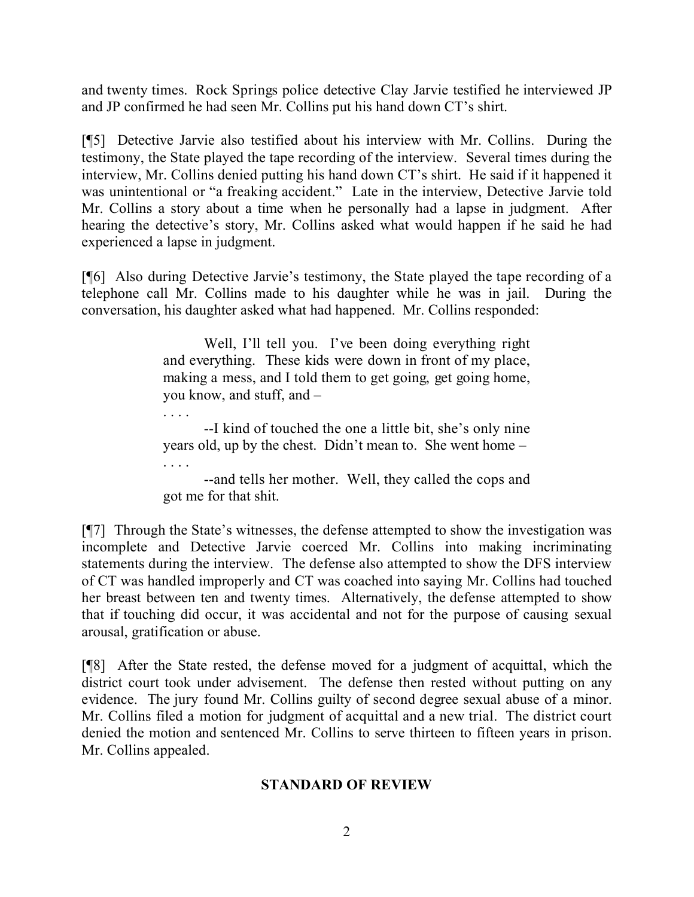and twenty times. Rock Springs police detective Clay Jarvie testified he interviewed JP and JP confirmed he had seen Mr. Collins put his hand down CT's shirt.

[¶5] Detective Jarvie also testified about his interview with Mr. Collins. During the testimony, the State played the tape recording of the interview. Several times during the interview, Mr. Collins denied putting his hand down CT's shirt. He said if it happened it was unintentional or "a freaking accident." Late in the interview, Detective Jarvie told Mr. Collins a story about a time when he personally had a lapse in judgment. After hearing the detective's story, Mr. Collins asked what would happen if he said he had experienced a lapse in judgment.

[¶6] Also during Detective Jarvie's testimony, the State played the tape recording of a telephone call Mr. Collins made to his daughter while he was in jail. During the conversation, his daughter asked what had happened. Mr. Collins responded:

> Well, I'll tell you. I've been doing everything right and everything. These kids were down in front of my place, making a mess, and I told them to get going, get going home, you know, and stuff, and –
>
> . . . .
>
> --I kind of touched the one a little bit, she's only nine years old, up by the chest. Didn't mean to. She went home –
>
> . . . .
>
> --and tells her mother. Well, they called the cops and got me for that shit.

[¶7] Through the State's witnesses, the defense attempted to show the investigation was incomplete and Detective Jarvie coerced Mr. Collins into making incriminating statements during the interview. The defense also attempted to show the DFS interview of CT was handled improperly and CT was coached into saying Mr. Collins had touched her breast between ten and twenty times. Alternatively, the defense attempted to show that if touching did occur, it was accidental and not for the purpose of causing sexual arousal, gratification or abuse.

[¶8] After the State rested, the defense moved for a judgment of acquittal, which the district court took under advisement. The defense then rested without putting on any evidence. The jury found Mr. Collins guilty of second degree sexual abuse of a minor. Mr. Collins filed a motion for judgment of acquittal and a new trial. The district court denied the motion and sentenced Mr. Collins to serve thirteen to fifteen years in prison. Mr. Collins appealed.

## STANDARD OF REVIEW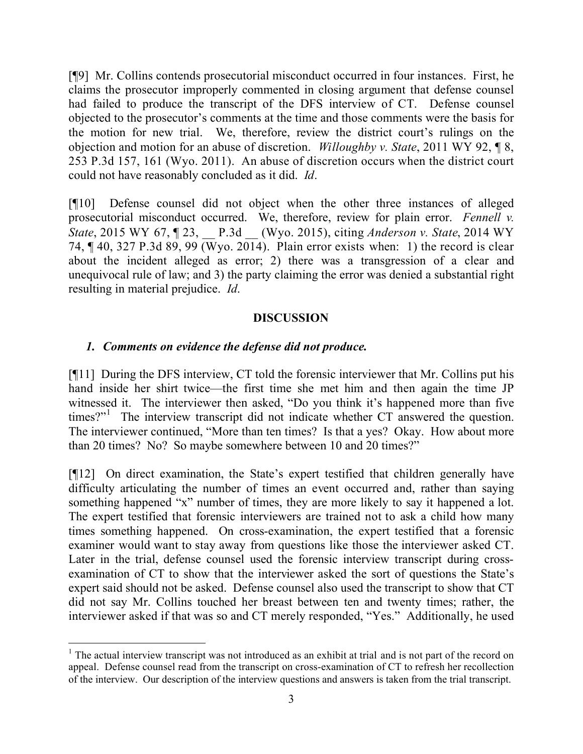[¶9] Mr. Collins contends prosecutorial misconduct occurred in four instances. First, he claims the prosecutor improperly commented in closing argument that defense counsel had failed to produce the transcript of the DFS interview of CT. Defense counsel objected to the prosecutor's comments at the time and those comments were the basis for the motion for new trial. We, therefore, review the district court's rulings on the objection and motion for an abuse of discretion. *Willoughby v. State*, 2011 WY 92, ¶ 8, 253 P.3d 157, 161 (Wyo. 2011). An abuse of discretion occurs when the district court could not have reasonably concluded as it did. *Id*.

[¶10] Defense counsel did not object when the other three instances of alleged prosecutorial misconduct occurred. We, therefore, review for plain error. *Fennell v. State*, 2015 WY 67, ¶ 23, __ P.3d __ (Wyo. 2015), citing *Anderson v. State*, 2014 WY 74, ¶ 40, 327 P.3d 89, 99 (Wyo. 2014). Plain error exists when: 1) the record is clear about the incident alleged as error; 2) there was a transgression of a clear and unequivocal rule of law; and 3) the party claiming the error was denied a substantial right resulting in material prejudice. *Id*.

## DISCUSSION

### *1. Comments on evidence the defense did not produce.*

[¶11] During the DFS interview, CT told the forensic interviewer that Mr. Collins put his hand inside her shirt twice—the first time she met him and then again the time JP witnessed it. The interviewer then asked, "Do you think it's happened more than five times?"[1] The interview transcript did not indicate whether CT answered the question. The interviewer continued, "More than ten times? Is that a yes? Okay. How about more than 20 times? No? So maybe somewhere between 10 and 20 times?"

[¶12] On direct examination, the State's expert testified that children generally have difficulty articulating the number of times an event occurred and, rather than saying something happened "x" number of times, they are more likely to say it happened a lot. The expert testified that forensic interviewers are trained not to ask a child how many times something happened. On cross-examination, the expert testified that a forensic examiner would want to stay away from questions like those the interviewer asked CT. Later in the trial, defense counsel used the forensic interview transcript during cross-examination of CT to show that the interviewer asked the sort of questions the State's expert said should not be asked. Defense counsel also used the transcript to show that CT did not say Mr. Collins touched her breast between ten and twenty times; rather, the interviewer asked if that was so and CT merely responded, "Yes." Additionally, he used

[1] The actual interview transcript was not introduced as an exhibit at trial and is not part of the record on appeal. Defense counsel read from the transcript on cross-examination of CT to refresh her recollection of the interview. Our description of the interview questions and answers is taken from the trial transcript.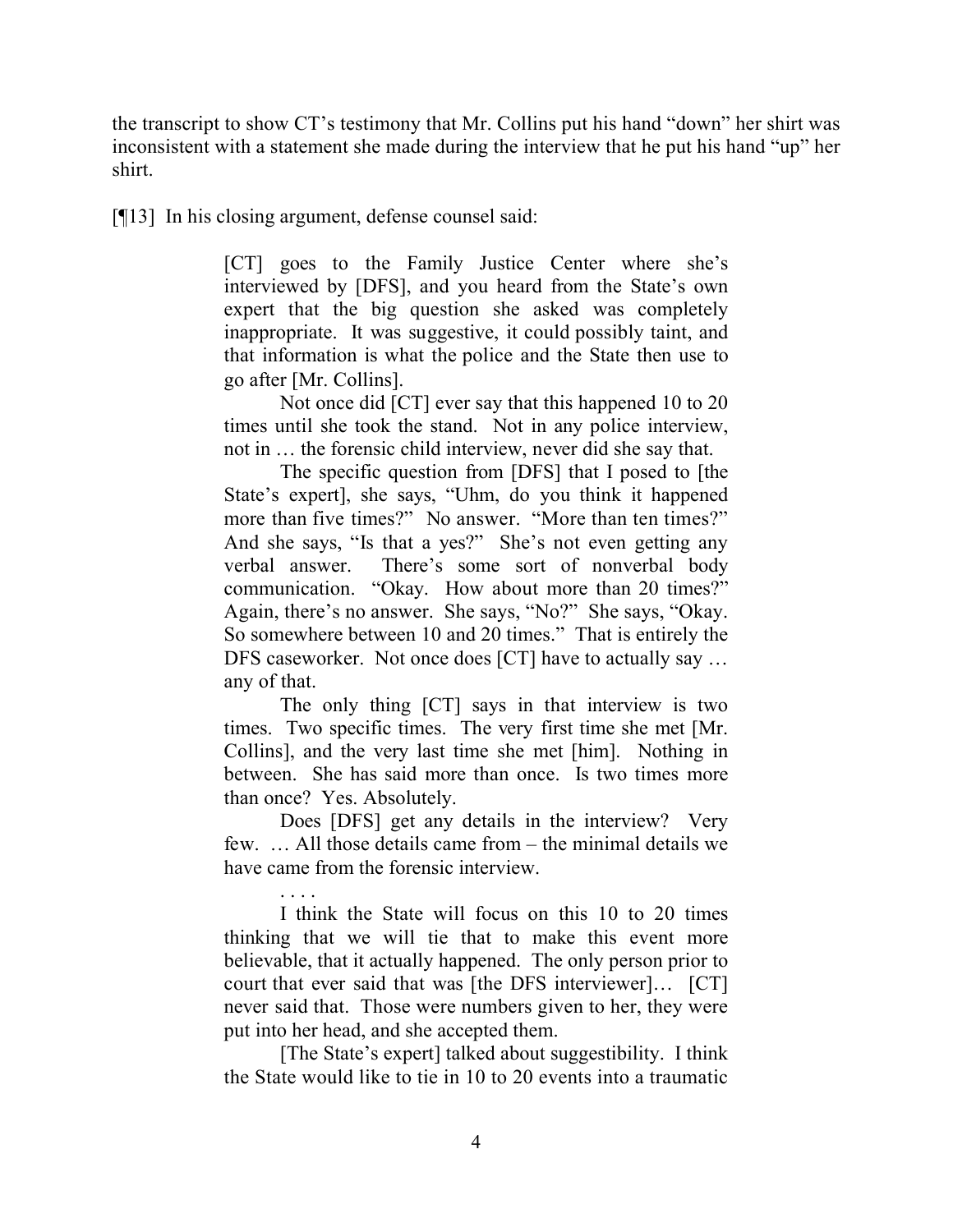the transcript to show CT's testimony that Mr. Collins put his hand "down" her shirt was inconsistent with a statement she made during the interview that he put his hand "up" her shirt.

[¶13] In his closing argument, defense counsel said:

> [CT] goes to the Family Justice Center where she's interviewed by [DFS], and you heard from the State's own expert that the big question she asked was completely inappropriate. It was suggestive, it could possibly taint, and that information is what the police and the State then use to go after [Mr. Collins].
>
> Not once did [CT] ever say that this happened 10 to 20 times until she took the stand. Not in any police interview, not in … the forensic child interview, never did she say that.
>
> The specific question from [DFS] that I posed to [the State's expert], she says, "Uhm, do you think it happened more than five times?" No answer. "More than ten times?" And she says, "Is that a yes?" She's not even getting any verbal answer. There's some sort of nonverbal body communication. "Okay. How about more than 20 times?" Again, there's no answer. She says, "No?" She says, "Okay. So somewhere between 10 and 20 times." That is entirely the DFS caseworker. Not once does [CT] have to actually say … any of that.
>
> The only thing [CT] says in that interview is two times. Two specific times. The very first time she met [Mr. Collins], and the very last time she met [him]. Nothing in between. She has said more than once. Is two times more than once? Yes. Absolutely.
>
> Does [DFS] get any details in the interview? Very few. … All those details came from – the minimal details we have came from the forensic interview.
>
> . . . .
>
> I think the State will focus on this 10 to 20 times thinking that we will tie that to make this event more believable, that it actually happened. The only person prior to court that ever said that was [the DFS interviewer]… [CT] never said that. Those were numbers given to her, they were put into her head, and she accepted them.
>
> [The State's expert] talked about suggestibility. I think the State would like to tie in 10 to 20 events into a traumatic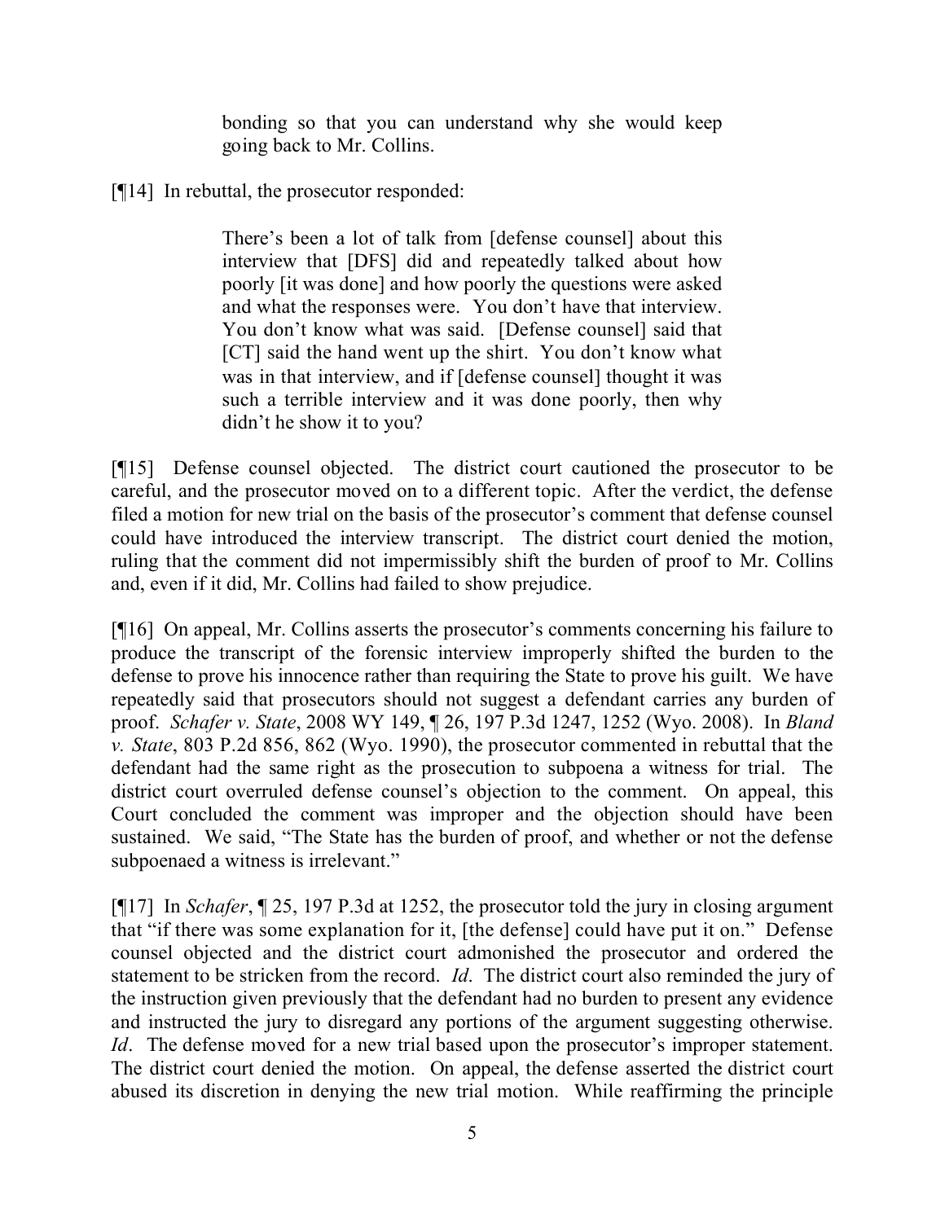> bonding so that you can understand why she would keep going back to Mr. Collins.

[¶14] In rebuttal, the prosecutor responded:

> There's been a lot of talk from [defense counsel] about this interview that [DFS] did and repeatedly talked about how poorly [it was done] and how poorly the questions were asked and what the responses were. You don't have that interview. You don't know what was said. [Defense counsel] said that [CT] said the hand went up the shirt. You don't know what was in that interview, and if [defense counsel] thought it was such a terrible interview and it was done poorly, then why didn't he show it to you?

[¶15] Defense counsel objected. The district court cautioned the prosecutor to be careful, and the prosecutor moved on to a different topic. After the verdict, the defense filed a motion for new trial on the basis of the prosecutor's comment that defense counsel could have introduced the interview transcript. The district court denied the motion, ruling that the comment did not impermissibly shift the burden of proof to Mr. Collins and, even if it did, Mr. Collins had failed to show prejudice.

[¶16] On appeal, Mr. Collins asserts the prosecutor's comments concerning his failure to produce the transcript of the forensic interview improperly shifted the burden to the defense to prove his innocence rather than requiring the State to prove his guilt. We have repeatedly said that prosecutors should not suggest a defendant carries any burden of proof. *Schafer v. State*, 2008 WY 149, ¶ 26, 197 P.3d 1247, 1252 (Wyo. 2008). In *Bland v. State*, 803 P.2d 856, 862 (Wyo. 1990), the prosecutor commented in rebuttal that the defendant had the same right as the prosecution to subpoena a witness for trial. The district court overruled defense counsel's objection to the comment. On appeal, this Court concluded the comment was improper and the objection should have been sustained. We said, "The State has the burden of proof, and whether or not the defense subpoenaed a witness is irrelevant."

[¶17] In *Schafer*, ¶ 25, 197 P.3d at 1252, the prosecutor told the jury in closing argument that "if there was some explanation for it, [the defense] could have put it on." Defense counsel objected and the district court admonished the prosecutor and ordered the statement to be stricken from the record. *Id*. The district court also reminded the jury of the instruction given previously that the defendant had no burden to present any evidence and instructed the jury to disregard any portions of the argument suggesting otherwise. *Id*. The defense moved for a new trial based upon the prosecutor's improper statement. The district court denied the motion. On appeal, the defense asserted the district court abused its discretion in denying the new trial motion. While reaffirming the principle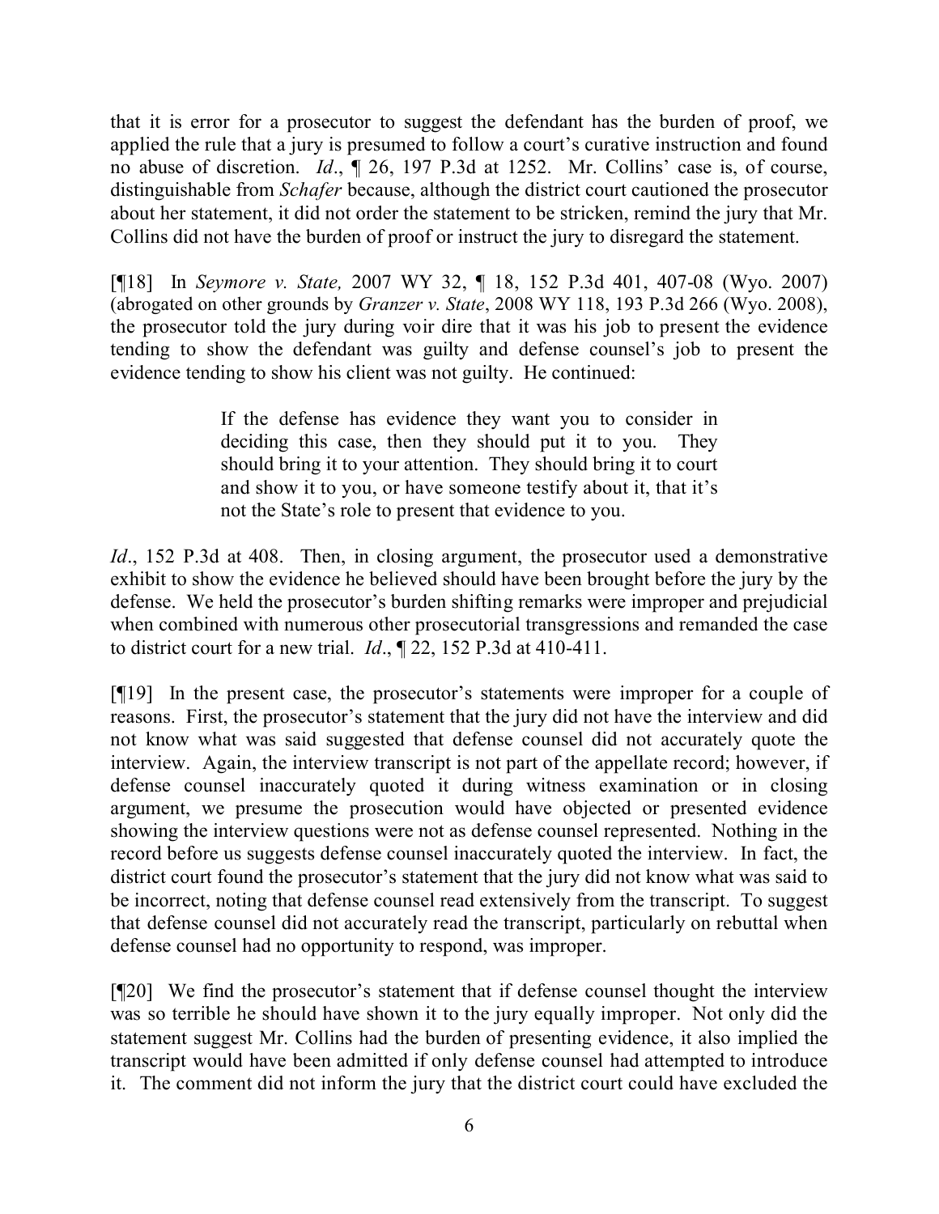that it is error for a prosecutor to suggest the defendant has the burden of proof, we applied the rule that a jury is presumed to follow a court's curative instruction and found no abuse of discretion. *Id*., ¶ 26, 197 P.3d at 1252. Mr. Collins' case is, of course, distinguishable from *Schafer* because, although the district court cautioned the prosecutor about her statement, it did not order the statement to be stricken, remind the jury that Mr. Collins did not have the burden of proof or instruct the jury to disregard the statement.

[¶18] In *Seymore v. State,* 2007 WY 32, ¶ 18, 152 P.3d 401, 407-08 (Wyo. 2007) (abrogated on other grounds by *Granzer v. State*, 2008 WY 118, 193 P.3d 266 (Wyo. 2008), the prosecutor told the jury during voir dire that it was his job to present the evidence tending to show the defendant was guilty and defense counsel's job to present the evidence tending to show his client was not guilty. He continued:

> If the defense has evidence they want you to consider in deciding this case, then they should put it to you. They should bring it to your attention. They should bring it to court and show it to you, or have someone testify about it, that it's not the State's role to present that evidence to you.

*Id*., 152 P.3d at 408. Then, in closing argument, the prosecutor used a demonstrative exhibit to show the evidence he believed should have been brought before the jury by the defense. We held the prosecutor's burden shifting remarks were improper and prejudicial when combined with numerous other prosecutorial transgressions and remanded the case to district court for a new trial. *Id*., ¶ 22, 152 P.3d at 410-411.

[¶19] In the present case, the prosecutor's statements were improper for a couple of reasons. First, the prosecutor's statement that the jury did not have the interview and did not know what was said suggested that defense counsel did not accurately quote the interview. Again, the interview transcript is not part of the appellate record; however, if defense counsel inaccurately quoted it during witness examination or in closing argument, we presume the prosecution would have objected or presented evidence showing the interview questions were not as defense counsel represented. Nothing in the record before us suggests defense counsel inaccurately quoted the interview. In fact, the district court found the prosecutor's statement that the jury did not know what was said to be incorrect, noting that defense counsel read extensively from the transcript. To suggest that defense counsel did not accurately read the transcript, particularly on rebuttal when defense counsel had no opportunity to respond, was improper.

[¶20] We find the prosecutor's statement that if defense counsel thought the interview was so terrible he should have shown it to the jury equally improper. Not only did the statement suggest Mr. Collins had the burden of presenting evidence, it also implied the transcript would have been admitted if only defense counsel had attempted to introduce it. The comment did not inform the jury that the district court could have excluded the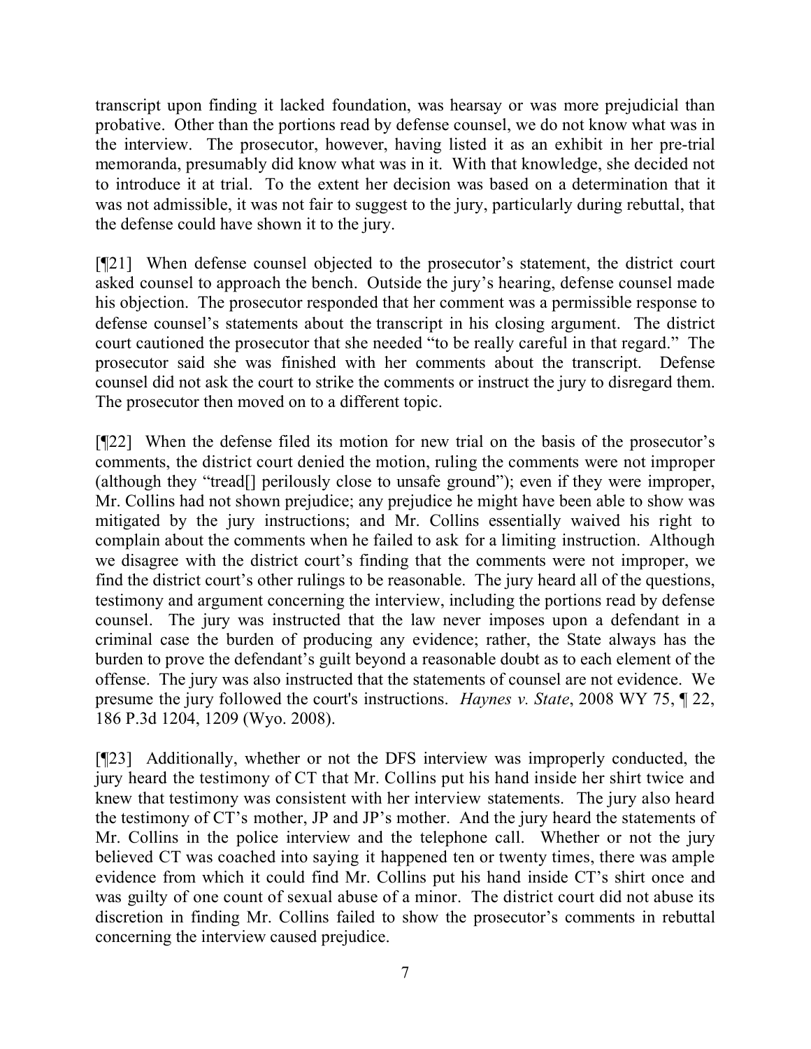transcript upon finding it lacked foundation, was hearsay or was more prejudicial than probative. Other than the portions read by defense counsel, we do not know what was in the interview. The prosecutor, however, having listed it as an exhibit in her pre-trial memoranda, presumably did know what was in it. With that knowledge, she decided not to introduce it at trial. To the extent her decision was based on a determination that it was not admissible, it was not fair to suggest to the jury, particularly during rebuttal, that the defense could have shown it to the jury.

[¶21] When defense counsel objected to the prosecutor's statement, the district court asked counsel to approach the bench. Outside the jury's hearing, defense counsel made his objection. The prosecutor responded that her comment was a permissible response to defense counsel's statements about the transcript in his closing argument. The district court cautioned the prosecutor that she needed "to be really careful in that regard." The prosecutor said she was finished with her comments about the transcript. Defense counsel did not ask the court to strike the comments or instruct the jury to disregard them. The prosecutor then moved on to a different topic.

[¶22] When the defense filed its motion for new trial on the basis of the prosecutor's comments, the district court denied the motion, ruling the comments were not improper (although they "tread[] perilously close to unsafe ground"); even if they were improper, Mr. Collins had not shown prejudice; any prejudice he might have been able to show was mitigated by the jury instructions; and Mr. Collins essentially waived his right to complain about the comments when he failed to ask for a limiting instruction. Although we disagree with the district court's finding that the comments were not improper, we find the district court's other rulings to be reasonable. The jury heard all of the questions, testimony and argument concerning the interview, including the portions read by defense counsel. The jury was instructed that the law never imposes upon a defendant in a criminal case the burden of producing any evidence; rather, the State always has the burden to prove the defendant's guilt beyond a reasonable doubt as to each element of the offense. The jury was also instructed that the statements of counsel are not evidence. We presume the jury followed the court's instructions. *Haynes v. State*, 2008 WY 75, ¶ 22, 186 P.3d 1204, 1209 (Wyo. 2008).

[¶23] Additionally, whether or not the DFS interview was improperly conducted, the jury heard the testimony of CT that Mr. Collins put his hand inside her shirt twice and knew that testimony was consistent with her interview statements. The jury also heard the testimony of CT's mother, JP and JP's mother. And the jury heard the statements of Mr. Collins in the police interview and the telephone call. Whether or not the jury believed CT was coached into saying it happened ten or twenty times, there was ample evidence from which it could find Mr. Collins put his hand inside CT's shirt once and was guilty of one count of sexual abuse of a minor. The district court did not abuse its discretion in finding Mr. Collins failed to show the prosecutor's comments in rebuttal concerning the interview caused prejudice.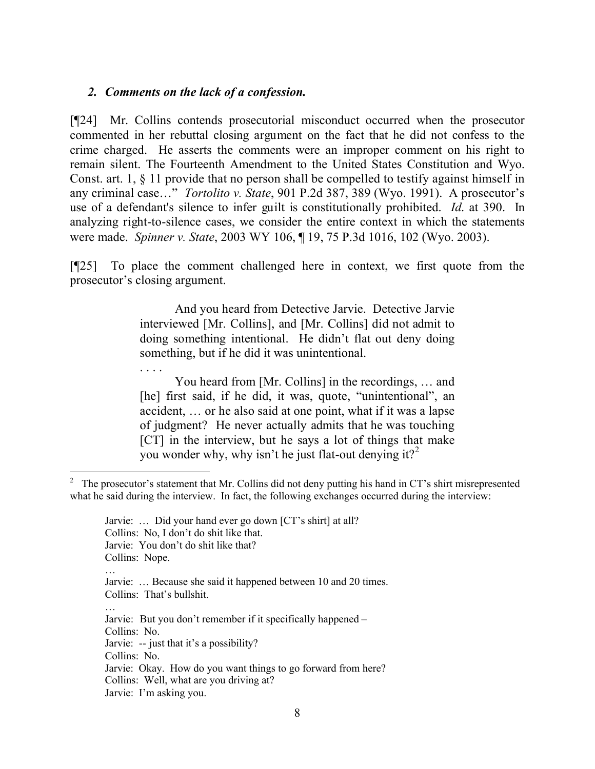### *2. Comments on the lack of a confession.*

[¶24] Mr. Collins contends prosecutorial misconduct occurred when the prosecutor commented in her rebuttal closing argument on the fact that he did not confess to the crime charged. He asserts the comments were an improper comment on his right to remain silent. The Fourteenth Amendment to the United States Constitution and Wyo. Const. art. 1, § 11 provide that no person shall be compelled to testify against himself in any criminal case…" *Tortolito v. State*, 901 P.2d 387, 389 (Wyo. 1991). A prosecutor's use of a defendant's silence to infer guilt is constitutionally prohibited. *Id*. at 390. In analyzing right-to-silence cases, we consider the entire context in which the statements were made. *Spinner v. State*, 2003 WY 106, ¶ 19, 75 P.3d 1016, 102 (Wyo. 2003).

[¶25] To place the comment challenged here in context, we first quote from the prosecutor's closing argument.

> And you heard from Detective Jarvie. Detective Jarvie interviewed [Mr. Collins], and [Mr. Collins] did not admit to doing something intentional. He didn't flat out deny doing something, but if he did it was unintentional.
>
> . . . .
>
> You heard from [Mr. Collins] in the recordings, … and [he] first said, if he did, it was, quote, "unintentional", an accident, … or he also said at one point, what if it was a lapse of judgment? He never actually admits that he was touching [CT] in the interview, but he says a lot of things that make you wonder why, why isn't he just flat-out denying it?[2]

---

[2] The prosecutor's statement that Mr. Collins did not deny putting his hand in CT's shirt misrepresented what he said during the interview. In fact, the following exchanges occurred during the interview:

> Jarvie: … Did your hand ever go down [CT's shirt] at all?
> Collins: No, I don't do shit like that.
> Jarvie: You don't do shit like that?
> Collins: Nope.
> …
> Jarvie: … Because she said it happened between 10 and 20 times.
> Collins: That's bullshit.
> …
> Jarvie: But you don't remember if it specifically happened –
> Collins: No.
> Jarvie: -- just that it's a possibility?
> Collins: No.
> Jarvie: Okay. How do you want things to go forward from here?
> Collins: Well, what are you driving at?
> Jarvie: I'm asking you.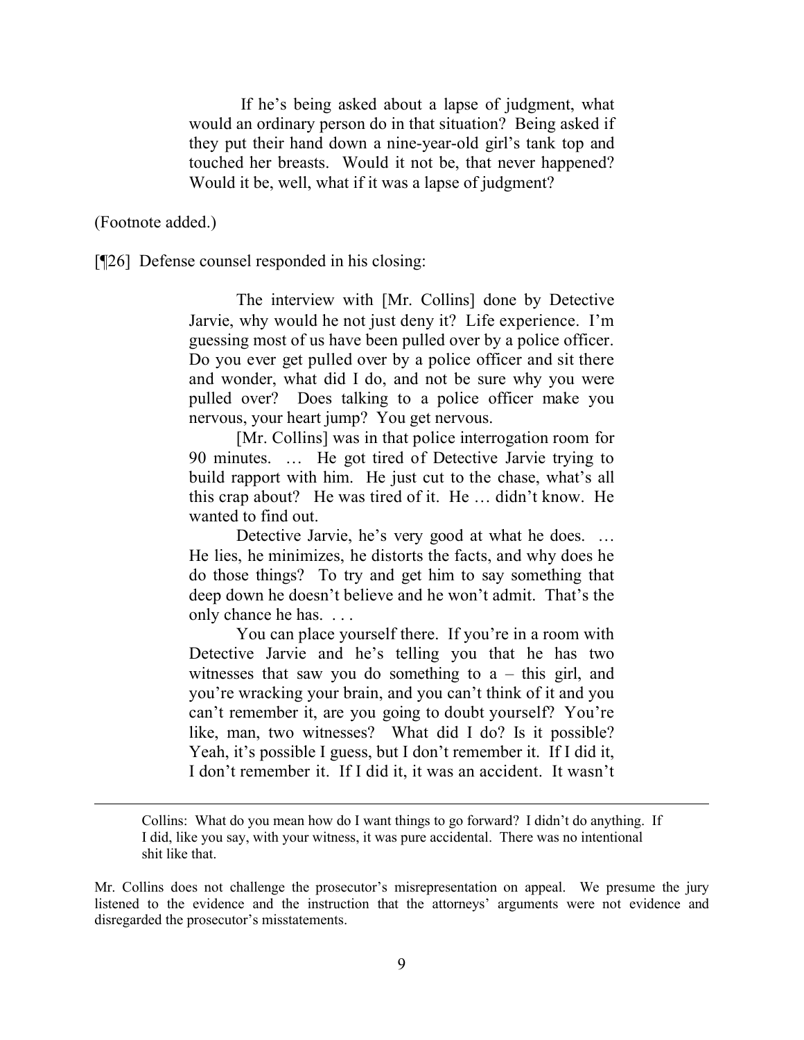> If he's being asked about a lapse of judgment, what would an ordinary person do in that situation? Being asked if they put their hand down a nine-year-old girl's tank top and touched her breasts. Would it not be, that never happened? Would it be, well, what if it was a lapse of judgment?

(Footnote added.)

[¶26] Defense counsel responded in his closing:

> The interview with [Mr. Collins] done by Detective Jarvie, why would he not just deny it? Life experience. I'm guessing most of us have been pulled over by a police officer. Do you ever get pulled over by a police officer and sit there and wonder, what did I do, and not be sure why you were pulled over? Does talking to a police officer make you nervous, your heart jump? You get nervous.
>
> [Mr. Collins] was in that police interrogation room for 90 minutes. … He got tired of Detective Jarvie trying to build rapport with him. He just cut to the chase, what's all this crap about? He was tired of it. He … didn't know. He wanted to find out.
>
> Detective Jarvie, he's very good at what he does. … He lies, he minimizes, he distorts the facts, and why does he do those things? To try and get him to say something that deep down he doesn't believe and he won't admit. That's the only chance he has. . . .
>
> You can place yourself there. If you're in a room with Detective Jarvie and he's telling you that he has two witnesses that saw you do something to a – this girl, and you're wracking your brain, and you can't think of it and you can't remember it, are you going to doubt yourself? You're like, man, two witnesses? What did I do? Is it possible? Yeah, it's possible I guess, but I don't remember it. If I did it, I don't remember it. If I did it, it was an accident. It wasn't

---

> Collins: What do you mean how do I want things to go forward? I didn't do anything. If I did, like you say, with your witness, it was pure accidental. There was no intentional shit like that.

Mr. Collins does not challenge the prosecutor's misrepresentation on appeal. We presume the jury listened to the evidence and the instruction that the attorneys' arguments were not evidence and disregarded the prosecutor's misstatements.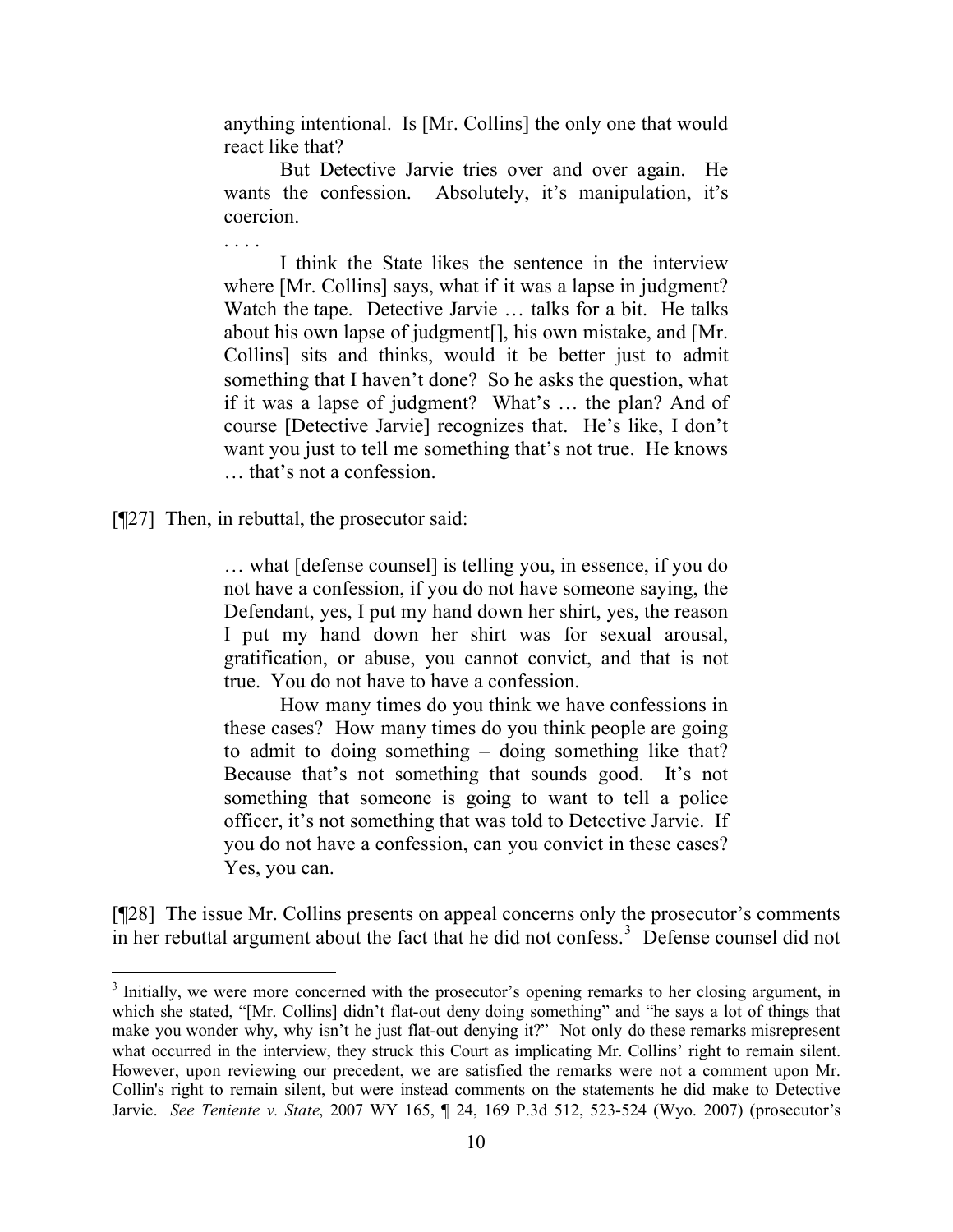> anything intentional. Is [Mr. Collins] the only one that would react like that?
>
> But Detective Jarvie tries over and over again. He wants the confession. Absolutely, it's manipulation, it's coercion.
>
> . . . .
>
> I think the State likes the sentence in the interview where [Mr. Collins] says, what if it was a lapse in judgment? Watch the tape. Detective Jarvie … talks for a bit. He talks about his own lapse of judgment[], his own mistake, and [Mr. Collins] sits and thinks, would it be better just to admit something that I haven't done? So he asks the question, what if it was a lapse of judgment? What's … the plan? And of course [Detective Jarvie] recognizes that. He's like, I don't want you just to tell me something that's not true. He knows … that's not a confession.

[¶27] Then, in rebuttal, the prosecutor said:

> … what [defense counsel] is telling you, in essence, if you do not have a confession, if you do not have someone saying, the Defendant, yes, I put my hand down her shirt, yes, the reason I put my hand down her shirt was for sexual arousal, gratification, or abuse, you cannot convict, and that is not true. You do not have to have a confession.
>
> How many times do you think we have confessions in these cases? How many times do you think people are going to admit to doing something – doing something like that? Because that's not something that sounds good. It's not something that someone is going to want to tell a police officer, it's not something that was told to Detective Jarvie. If you do not have a confession, can you convict in these cases? Yes, you can.

[¶28] The issue Mr. Collins presents on appeal concerns only the prosecutor's comments in her rebuttal argument about the fact that he did not confess.[3] Defense counsel did not

---

[3] Initially, we were more concerned with the prosecutor's opening remarks to her closing argument, in which she stated, "[Mr. Collins] didn't flat-out deny doing something" and "he says a lot of things that make you wonder why, why isn't he just flat-out denying it?" Not only do these remarks misrepresent what occurred in the interview, they struck this Court as implicating Mr. Collins' right to remain silent. However, upon reviewing our precedent, we are satisfied the remarks were not a comment upon Mr. Collin's right to remain silent, but were instead comments on the statements he did make to Detective Jarvie. *See Teniente v. State*, 2007 WY 165, ¶ 24, 169 P.3d 512, 523-524 (Wyo. 2007) (prosecutor's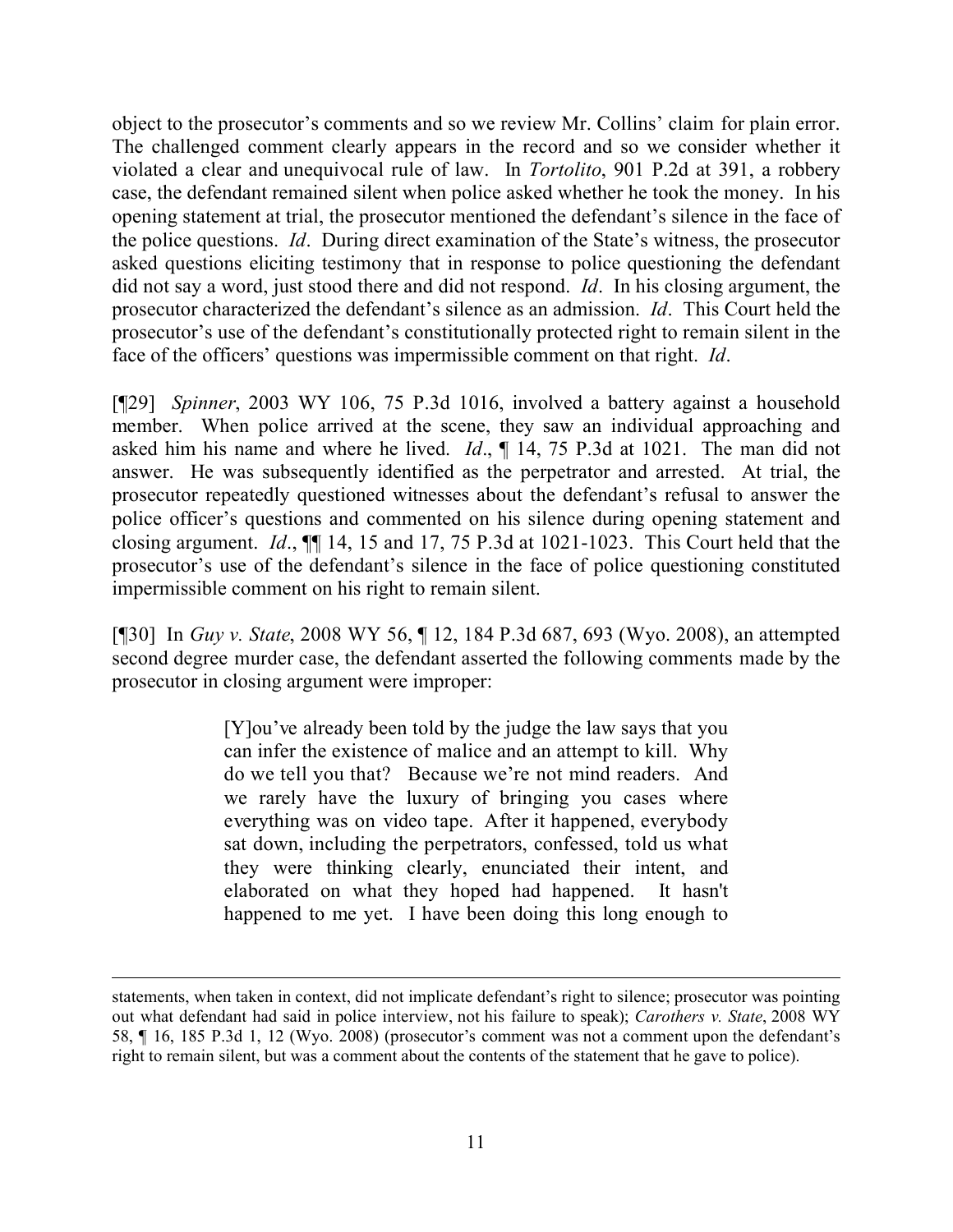object to the prosecutor's comments and so we review Mr. Collins' claim for plain error. The challenged comment clearly appears in the record and so we consider whether it violated a clear and unequivocal rule of law. In *Tortolito*, 901 P.2d at 391, a robbery case, the defendant remained silent when police asked whether he took the money. In his opening statement at trial, the prosecutor mentioned the defendant's silence in the face of the police questions. *Id*. During direct examination of the State's witness, the prosecutor asked questions eliciting testimony that in response to police questioning the defendant did not say a word, just stood there and did not respond. *Id*. In his closing argument, the prosecutor characterized the defendant's silence as an admission. *Id*. This Court held the prosecutor's use of the defendant's constitutionally protected right to remain silent in the face of the officers' questions was impermissible comment on that right. *Id*.

[¶29] *Spinner*, 2003 WY 106, 75 P.3d 1016, involved a battery against a household member. When police arrived at the scene, they saw an individual approaching and asked him his name and where he lived. *Id*., ¶ 14, 75 P.3d at 1021. The man did not answer. He was subsequently identified as the perpetrator and arrested. At trial, the prosecutor repeatedly questioned witnesses about the defendant's refusal to answer the police officer's questions and commented on his silence during opening statement and closing argument. *Id*., ¶¶ 14, 15 and 17, 75 P.3d at 1021-1023. This Court held that the prosecutor's use of the defendant's silence in the face of police questioning constituted impermissible comment on his right to remain silent.

[¶30] In *Guy v. State*, 2008 WY 56, ¶ 12, 184 P.3d 687, 693 (Wyo. 2008), an attempted second degree murder case, the defendant asserted the following comments made by the prosecutor in closing argument were improper:

> [Y]ou've already been told by the judge the law says that you can infer the existence of malice and an attempt to kill. Why do we tell you that? Because we're not mind readers. And we rarely have the luxury of bringing you cases where everything was on video tape. After it happened, everybody sat down, including the perpetrators, confessed, told us what they were thinking clearly, enunciated their intent, and elaborated on what they hoped had happened. It hasn't happened to me yet. I have been doing this long enough to

---

statements, when taken in context, did not implicate defendant's right to silence; prosecutor was pointing out what defendant had said in police interview, not his failure to speak); *Carothers v. State*, 2008 WY 58, ¶ 16, 185 P.3d 1, 12 (Wyo. 2008) (prosecutor's comment was not a comment upon the defendant's right to remain silent, but was a comment about the contents of the statement that he gave to police).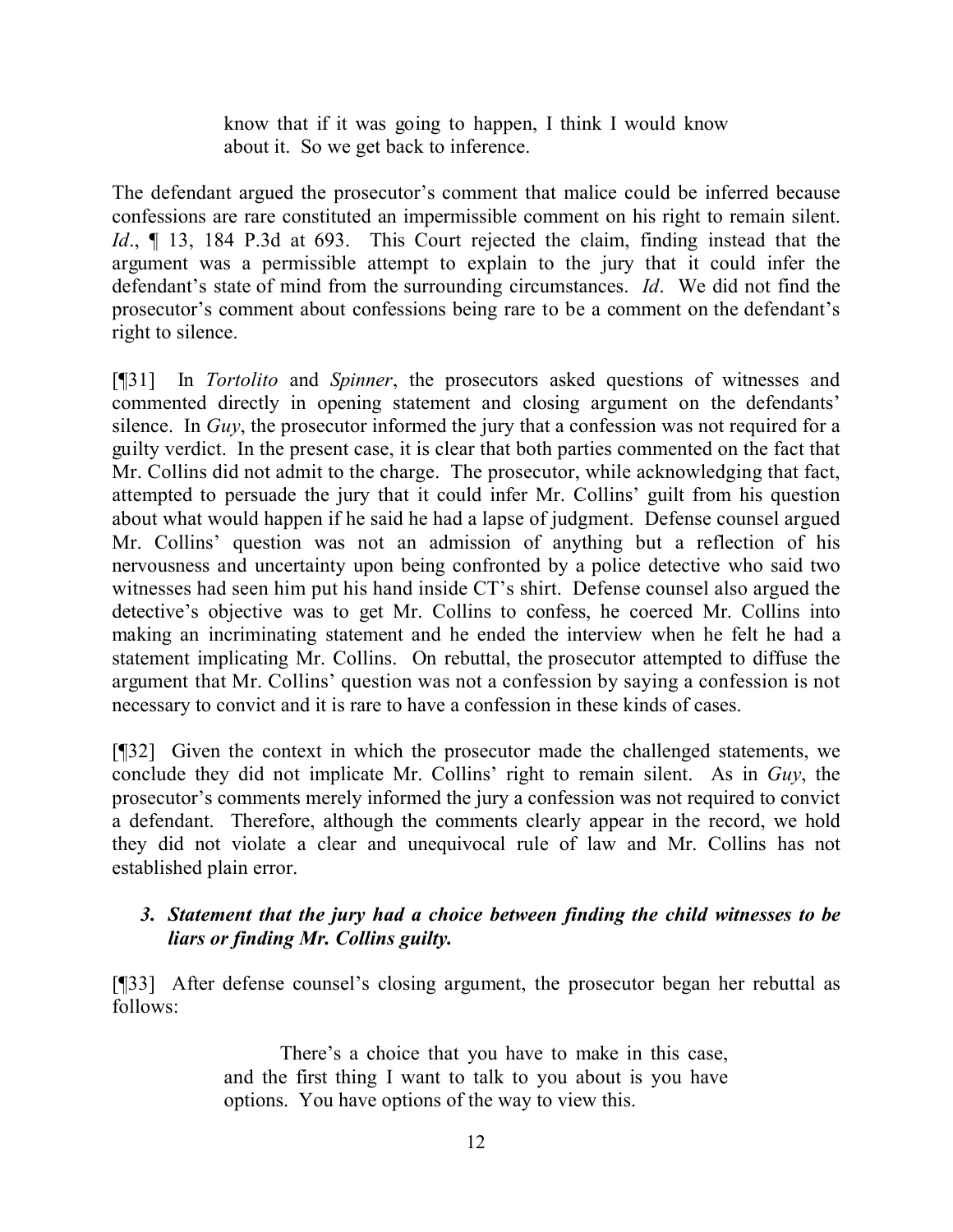> know that if it was going to happen, I think I would know about it. So we get back to inference.

The defendant argued the prosecutor's comment that malice could be inferred because confessions are rare constituted an impermissible comment on his right to remain silent. *Id*., ¶ 13, 184 P.3d at 693. This Court rejected the claim, finding instead that the argument was a permissible attempt to explain to the jury that it could infer the defendant's state of mind from the surrounding circumstances. *Id*. We did not find the prosecutor's comment about confessions being rare to be a comment on the defendant's right to silence.

[¶31] In *Tortolito* and *Spinner*, the prosecutors asked questions of witnesses and commented directly in opening statement and closing argument on the defendants' silence. In *Guy*, the prosecutor informed the jury that a confession was not required for a guilty verdict. In the present case, it is clear that both parties commented on the fact that Mr. Collins did not admit to the charge. The prosecutor, while acknowledging that fact, attempted to persuade the jury that it could infer Mr. Collins' guilt from his question about what would happen if he said he had a lapse of judgment. Defense counsel argued Mr. Collins' question was not an admission of anything but a reflection of his nervousness and uncertainty upon being confronted by a police detective who said two witnesses had seen him put his hand inside CT's shirt. Defense counsel also argued the detective's objective was to get Mr. Collins to confess, he coerced Mr. Collins into making an incriminating statement and he ended the interview when he felt he had a statement implicating Mr. Collins. On rebuttal, the prosecutor attempted to diffuse the argument that Mr. Collins' question was not a confession by saying a confession is not necessary to convict and it is rare to have a confession in these kinds of cases.

[¶32] Given the context in which the prosecutor made the challenged statements, we conclude they did not implicate Mr. Collins' right to remain silent. As in *Guy*, the prosecutor's comments merely informed the jury a confession was not required to convict a defendant. Therefore, although the comments clearly appear in the record, we hold they did not violate a clear and unequivocal rule of law and Mr. Collins has not established plain error.

### *3. Statement that the jury had a choice between finding the child witnesses to be liars or finding Mr. Collins guilty.*

[¶33] After defense counsel's closing argument, the prosecutor began her rebuttal as follows:

> There's a choice that you have to make in this case, and the first thing I want to talk to you about is you have options. You have options of the way to view this.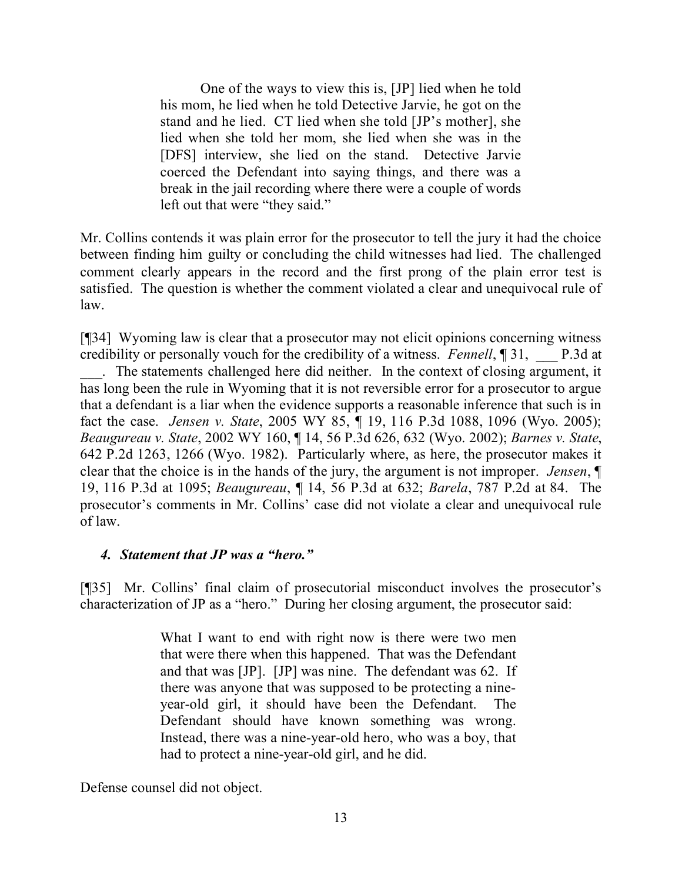> One of the ways to view this is, [JP] lied when he told his mom, he lied when he told Detective Jarvie, he got on the stand and he lied. CT lied when she told [JP's mother], she lied when she told her mom, she lied when she was in the [DFS] interview, she lied on the stand. Detective Jarvie coerced the Defendant into saying things, and there was a break in the jail recording where there were a couple of words left out that were "they said."

Mr. Collins contends it was plain error for the prosecutor to tell the jury it had the choice between finding him guilty or concluding the child witnesses had lied. The challenged comment clearly appears in the record and the first prong of the plain error test is satisfied. The question is whether the comment violated a clear and unequivocal rule of law.

[¶34] Wyoming law is clear that a prosecutor may not elicit opinions concerning witness credibility or personally vouch for the credibility of a witness. *Fennell*, ¶ 31, ___ P.3d at ___. The statements challenged here did neither. In the context of closing argument, it has long been the rule in Wyoming that it is not reversible error for a prosecutor to argue that a defendant is a liar when the evidence supports a reasonable inference that such is in fact the case. *Jensen v. State*, 2005 WY 85, ¶ 19, 116 P.3d 1088, 1096 (Wyo. 2005); *Beaugureau v. State*, 2002 WY 160, ¶ 14, 56 P.3d 626, 632 (Wyo. 2002); *Barnes v. State*, 642 P.2d 1263, 1266 (Wyo. 1982). Particularly where, as here, the prosecutor makes it clear that the choice is in the hands of the jury, the argument is not improper. *Jensen*, ¶ 19, 116 P.3d at 1095; *Beaugureau*, ¶ 14, 56 P.3d at 632; *Barela*, 787 P.2d at 84. The prosecutor's comments in Mr. Collins' case did not violate a clear and unequivocal rule of law.

### *4. Statement that JP was a "hero."*

[¶35] Mr. Collins' final claim of prosecutorial misconduct involves the prosecutor's characterization of JP as a "hero." During her closing argument, the prosecutor said:

> What I want to end with right now is there were two men that were there when this happened. That was the Defendant and that was [JP]. [JP] was nine. The defendant was 62. If there was anyone that was supposed to be protecting a nine-year-old girl, it should have been the Defendant. The Defendant should have known something was wrong. Instead, there was a nine-year-old hero, who was a boy, that had to protect a nine-year-old girl, and he did.

Defense counsel did not object.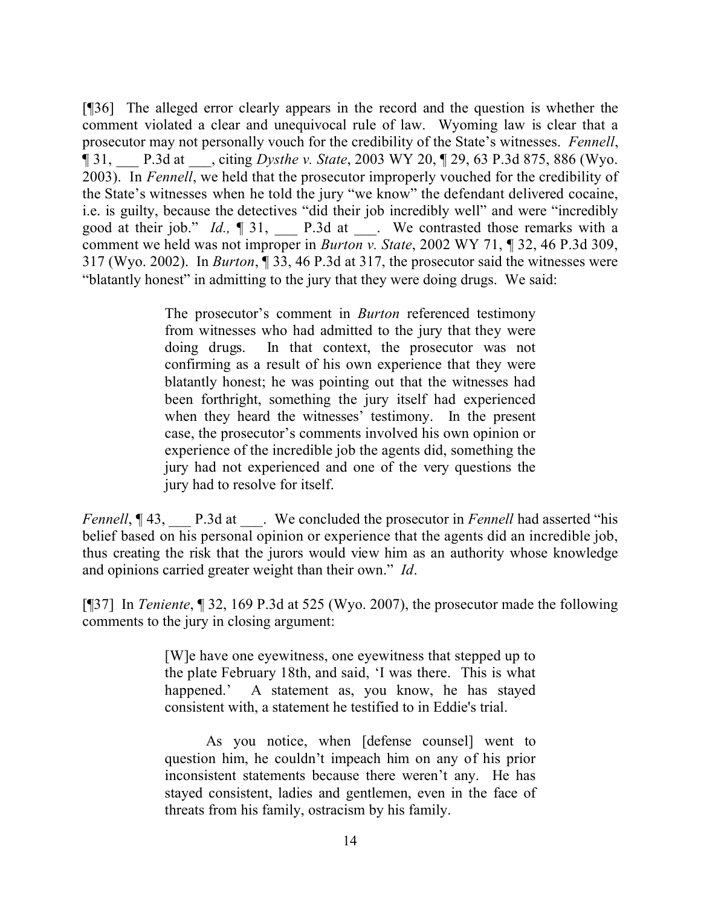[¶36] The alleged error clearly appears in the record and the question is whether the comment violated a clear and unequivocal rule of law. Wyoming law is clear that a prosecutor may not personally vouch for the credibility of the State's witnesses. *Fennell*, ¶ 31, ___ P.3d at ___, citing *Dysthe v. State*, 2003 WY 20, ¶ 29, 63 P.3d 875, 886 (Wyo. 2003). In *Fennell*, we held that the prosecutor improperly vouched for the credibility of the State's witnesses when he told the jury "we know" the defendant delivered cocaine, i.e. is guilty, because the detectives "did their job incredibly well" and were "incredibly good at their job." *Id.,* ¶ 31, ___ P.3d at ___. We contrasted those remarks with a comment we held was not improper in *Burton v. State*, 2002 WY 71, ¶ 32, 46 P.3d 309, 317 (Wyo. 2002). In *Burton*, ¶ 33, 46 P.3d at 317, the prosecutor said the witnesses were "blatantly honest" in admitting to the jury that they were doing drugs. We said:

> The prosecutor's comment in *Burton* referenced testimony from witnesses who had admitted to the jury that they were doing drugs. In that context, the prosecutor was not confirming as a result of his own experience that they were blatantly honest; he was pointing out that the witnesses had been forthright, something the jury itself had experienced when they heard the witnesses' testimony. In the present case, the prosecutor's comments involved his own opinion or experience of the incredible job the agents did, something the jury had not experienced and one of the very questions the jury had to resolve for itself.

*Fennell*, ¶ 43, ___ P.3d at ___. We concluded the prosecutor in *Fennell* had asserted "his belief based on his personal opinion or experience that the agents did an incredible job, thus creating the risk that the jurors would view him as an authority whose knowledge and opinions carried greater weight than their own." *Id*.

[¶37] In *Teniente*, ¶ 32, 169 P.3d at 525 (Wyo. 2007), the prosecutor made the following comments to the jury in closing argument:

> [W]e have one eyewitness, one eyewitness that stepped up to the plate February 18th, and said, 'I was there. This is what happened.' A statement as, you know, he has stayed consistent with, a statement he testified to in Eddie's trial.
>
> As you notice, when [defense counsel] went to question him, he couldn't impeach him on any of his prior inconsistent statements because there weren't any. He has stayed consistent, ladies and gentlemen, even in the face of threats from his family, ostracism by his family.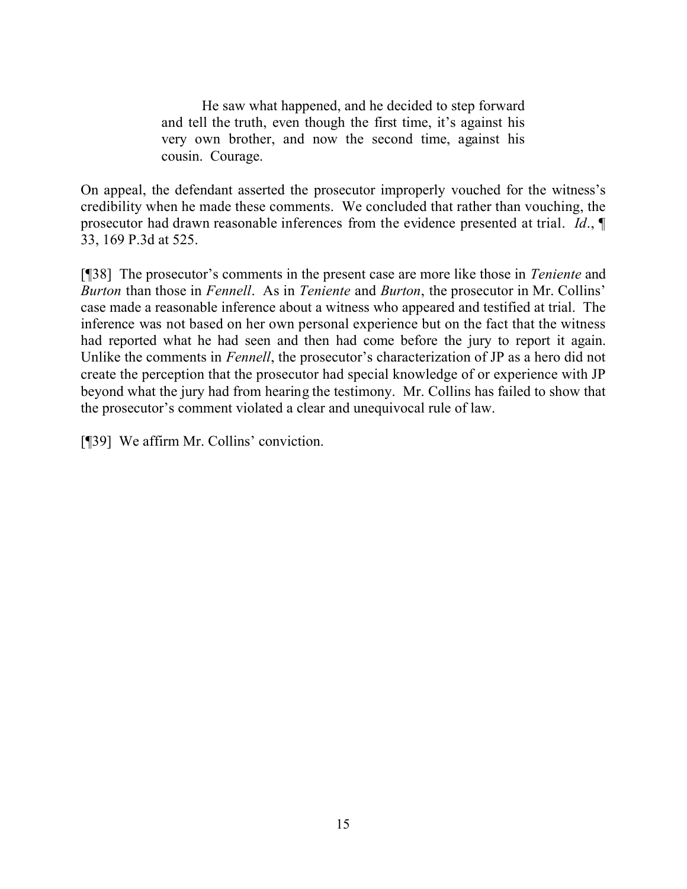> He saw what happened, and he decided to step forward and tell the truth, even though the first time, it's against his very own brother, and now the second time, against his cousin. Courage.

On appeal, the defendant asserted the prosecutor improperly vouched for the witness's credibility when he made these comments. We concluded that rather than vouching, the prosecutor had drawn reasonable inferences from the evidence presented at trial. *Id*., ¶ 33, 169 P.3d at 525.

[¶38] The prosecutor's comments in the present case are more like those in *Teniente* and *Burton* than those in *Fennell*. As in *Teniente* and *Burton*, the prosecutor in Mr. Collins' case made a reasonable inference about a witness who appeared and testified at trial. The inference was not based on her own personal experience but on the fact that the witness had reported what he had seen and then had come before the jury to report it again. Unlike the comments in *Fennell*, the prosecutor's characterization of JP as a hero did not create the perception that the prosecutor had special knowledge of or experience with JP beyond what the jury had from hearing the testimony. Mr. Collins has failed to show that the prosecutor's comment violated a clear and unequivocal rule of law.

[¶39] We affirm Mr. Collins' conviction.